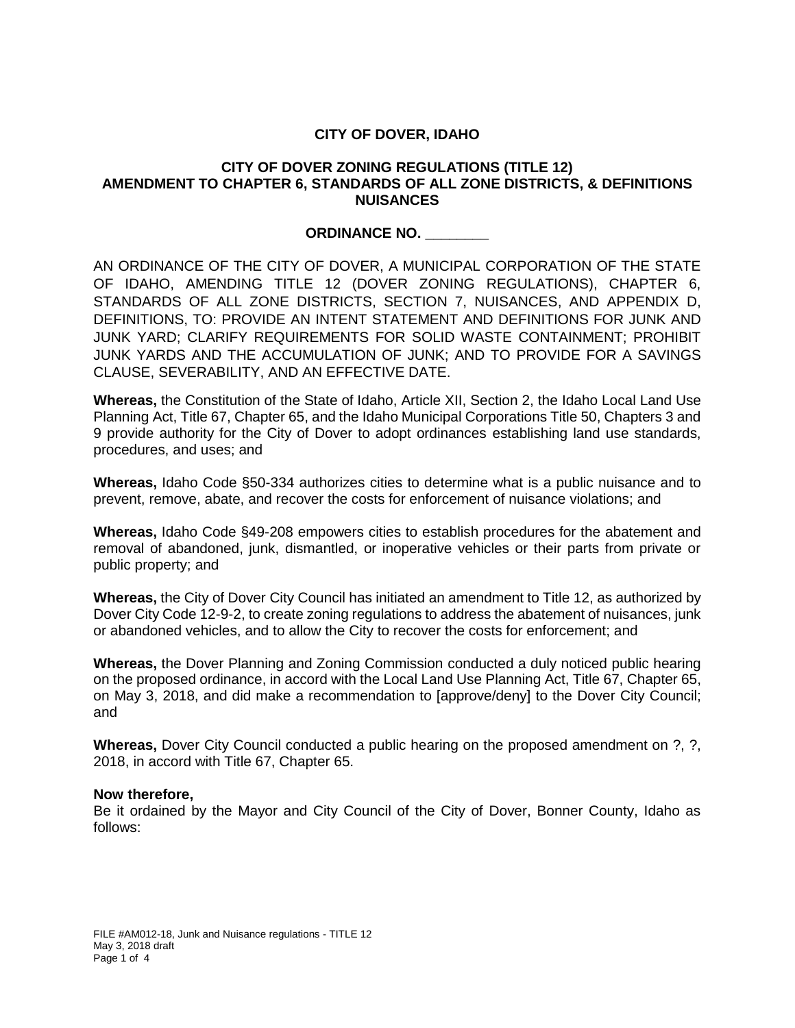**CITY OF DOVER, IDAHO**

**CITY OF DOVER ZONING REGULATIONS (TITLE 12)**
**AMENDMENT TO CHAPTER 6, STANDARDS OF ALL ZONE DISTRICTS, & DEFINITIONS NUISANCES**

**ORDINANCE NO. ________**

AN ORDINANCE OF THE CITY OF DOVER, A MUNICIPAL CORPORATION OF THE STATE OF IDAHO, AMENDING TITLE 12 (DOVER ZONING REGULATIONS), CHAPTER 6, STANDARDS OF ALL ZONE DISTRICTS, SECTION 7, NUISANCES, AND APPENDIX D, DEFINITIONS, TO: PROVIDE AN INTENT STATEMENT AND DEFINITIONS FOR JUNK AND JUNK YARD; CLARIFY REQUIREMENTS FOR SOLID WASTE CONTAINMENT; PROHIBIT JUNK YARDS AND THE ACCUMULATION OF JUNK; AND TO PROVIDE FOR A SAVINGS CLAUSE, SEVERABILITY, AND AN EFFECTIVE DATE.

**Whereas,** the Constitution of the State of Idaho, Article XII, Section 2, the Idaho Local Land Use Planning Act, Title 67, Chapter 65, and the Idaho Municipal Corporations Title 50, Chapters 3 and 9 provide authority for the City of Dover to adopt ordinances establishing land use standards, procedures, and uses; and

**Whereas,** Idaho Code §50-334 authorizes cities to determine what is a public nuisance and to prevent, remove, abate, and recover the costs for enforcement of nuisance violations; and

**Whereas,** Idaho Code §49-208 empowers cities to establish procedures for the abatement and removal of abandoned, junk, dismantled, or inoperative vehicles or their parts from private or public property; and

**Whereas,** the City of Dover City Council has initiated an amendment to Title 12, as authorized by Dover City Code 12-9-2, to create zoning regulations to address the abatement of nuisances, junk or abandoned vehicles, and to allow the City to recover the costs for enforcement; and

**Whereas,** the Dover Planning and Zoning Commission conducted a duly noticed public hearing on the proposed ordinance, in accord with the Local Land Use Planning Act, Title 67, Chapter 65, on May 3, 2018, and did make a recommendation to [approve/deny] to the Dover City Council; and

**Whereas,** Dover City Council conducted a public hearing on the proposed amendment on ?, ?, 2018, in accord with Title 67, Chapter 65.

**Now therefore,**
Be it ordained by the Mayor and City Council of the City of Dover, Bonner County, Idaho as follows: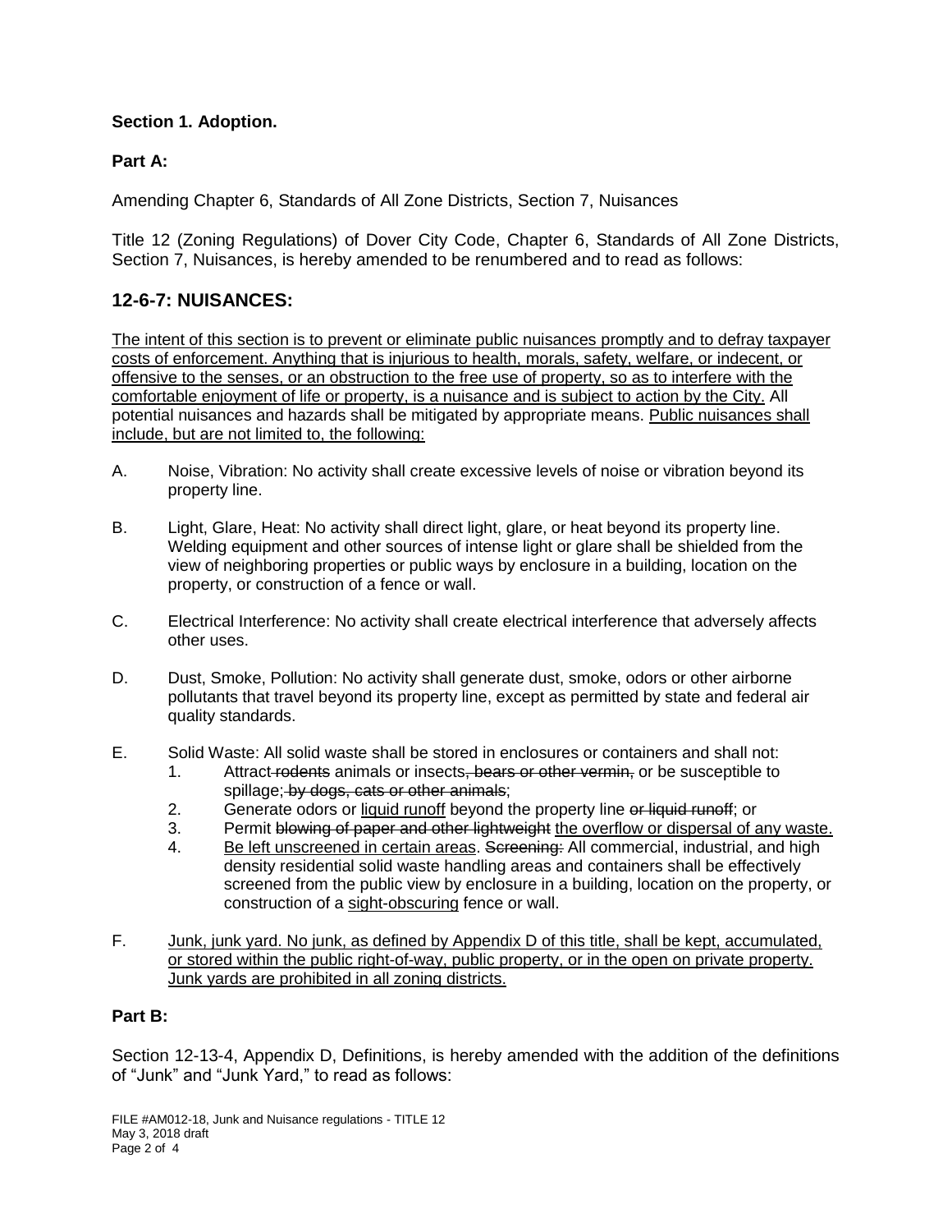**Section 1. Adoption.**

**Part A:**

Amending Chapter 6, Standards of All Zone Districts, Section 7, Nuisances

Title 12 (Zoning Regulations) of Dover City Code, Chapter 6, Standards of All Zone Districts, Section 7, Nuisances, is hereby amended to be renumbered and to read as follows:

## 12-6-7: NUISANCES:

<u>The intent of this section is to prevent or eliminate public nuisances promptly and to defray taxpayer costs of enforcement. Anything that is injurious to health, morals, safety, welfare, or indecent, or offensive to the senses, or an obstruction to the free use of property, so as to interfere with the comfortable enjoyment of life or property, is a nuisance and is subject to action by the City.</u> All potential nuisances and hazards shall be mitigated by appropriate means. <u>Public nuisances shall include, but are not limited to, the following:</u>

A. Noise, Vibration: No activity shall create excessive levels of noise or vibration beyond its property line.

B. Light, Glare, Heat: No activity shall direct light, glare, or heat beyond its property line. Welding equipment and other sources of intense light or glare shall be shielded from the view of neighboring properties or public ways by enclosure in a building, location on the property, or construction of a fence or wall.

C. Electrical Interference: No activity shall create electrical interference that adversely affects other uses.

D. Dust, Smoke, Pollution: No activity shall generate dust, smoke, odors or other airborne pollutants that travel beyond its property line, except as permitted by state and federal air quality standards.

E. Solid Waste: All solid waste shall be stored in enclosures or containers and shall not:
   1. Attract ~~rodents~~ animals or insects~~, bears or other vermin,~~ or be susceptible to spillage;~~ by dogs, cats or other animals~~;
   2. Generate odors or <u>liquid runoff</u> beyond the property line ~~or liquid runoff~~; or
   3. Permit ~~blowing of paper and other lightweight~~ <u>the overflow or dispersal of any waste.</u>
   4. <u>Be left unscreened in certain areas</u>. ~~Screening:~~ All commercial, industrial, and high density residential solid waste handling areas and containers shall be effectively screened from the public view by enclosure in a building, location on the property, or construction of a <u>sight-obscuring</u> fence or wall.

F. <u>Junk, junk yard. No junk, as defined by Appendix D of this title, shall be kept, accumulated, or stored within the public right-of-way, public property, or in the open on private property. Junk yards are prohibited in all zoning districts.</u>

**Part B:**

Section 12-13-4, Appendix D, Definitions, is hereby amended with the addition of the definitions of "Junk" and "Junk Yard," to read as follows:

FILE #AM012-18, Junk and Nuisance regulations - TITLE 12
May 3, 2018 draft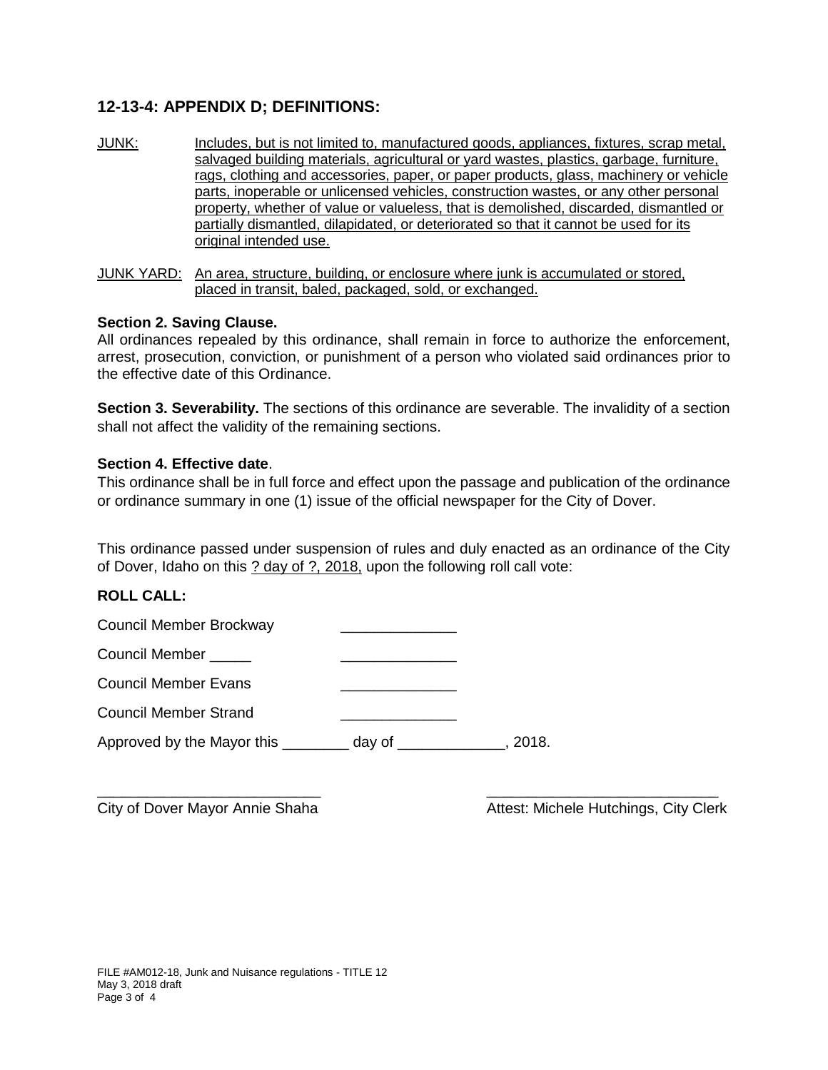## 12-13-4: APPENDIX D; DEFINITIONS:

<u>JUNK:</u> <u>Includes, but is not limited to, manufactured goods, appliances, fixtures, scrap metal, salvaged building materials, agricultural or yard wastes, plastics, garbage, furniture, rags, clothing and accessories, paper, or paper products, glass, machinery or vehicle parts, inoperable or unlicensed vehicles, construction wastes, or any other personal property, whether of value or valueless, that is demolished, discarded, dismantled or partially dismantled, dilapidated, or deteriorated so that it cannot be used for its original intended use.</u>

<u>JUNK YARD:</u> <u>An area, structure, building, or enclosure where junk is accumulated or stored, placed in transit, baled, packaged, sold, or exchanged.</u>

**Section 2. Saving Clause.**
All ordinances repealed by this ordinance, shall remain in force to authorize the enforcement, arrest, prosecution, conviction, or punishment of a person who violated said ordinances prior to the effective date of this Ordinance.

**Section 3. Severability.** The sections of this ordinance are severable. The invalidity of a section shall not affect the validity of the remaining sections.

**Section 4. Effective date**.
This ordinance shall be in full force and effect upon the passage and publication of the ordinance or ordinance summary in one (1) issue of the official newspaper for the City of Dover.

This ordinance passed under suspension of rules and duly enacted as an ordinance of the City of Dover, Idaho on this <u>? day of ?, 2018,</u> upon the following roll call vote:

**ROLL CALL:**

Council Member Brockway ______________

Council Member _____ ______________

Council Member Evans ______________

Council Member Strand ______________

Approved by the Mayor this ________ day of _____________, 2018.

__________________________ ___________________________
City of Dover Mayor Annie Shaha Attest: Michele Hutchings, City Clerk

FILE #AM012-18, Junk and Nuisance regulations - TITLE 12
May 3, 2018 draft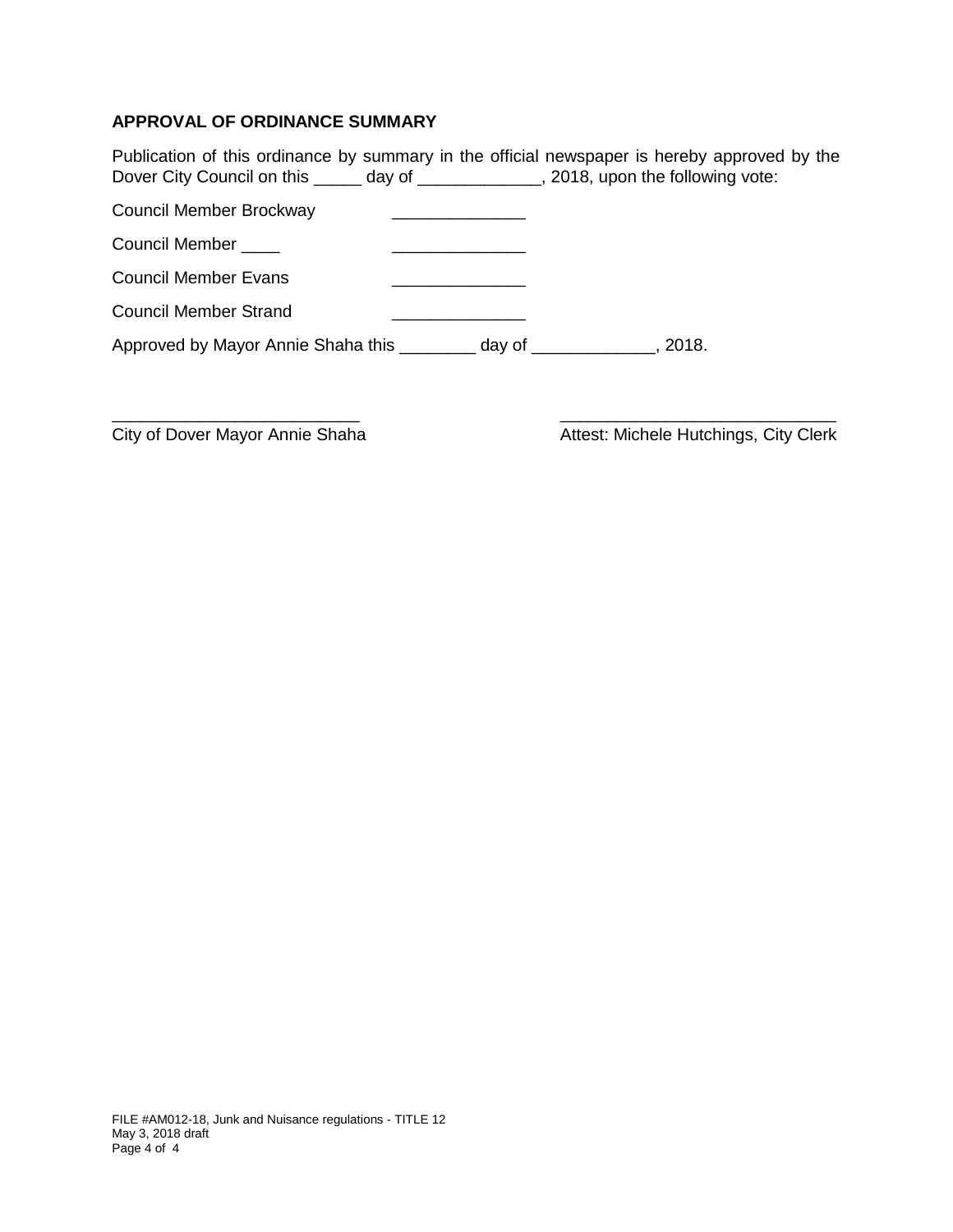**APPROVAL OF ORDINANCE SUMMARY**

Publication of this ordinance by summary in the official newspaper is hereby approved by the Dover City Council on this _____ day of _____________, 2018, upon the following vote:

Council Member Brockway ______________

Council Member ____ ______________

Council Member Evans ______________

Council Member Strand ______________

Approved by Mayor Annie Shaha this ________ day of _____________, 2018.

_________________________
City of Dover Mayor Annie Shaha

_____________________________
Attest: Michele Hutchings, City Clerk

FILE #AM012-18, Junk and Nuisance regulations - TITLE 12
May 3, 2018 draft